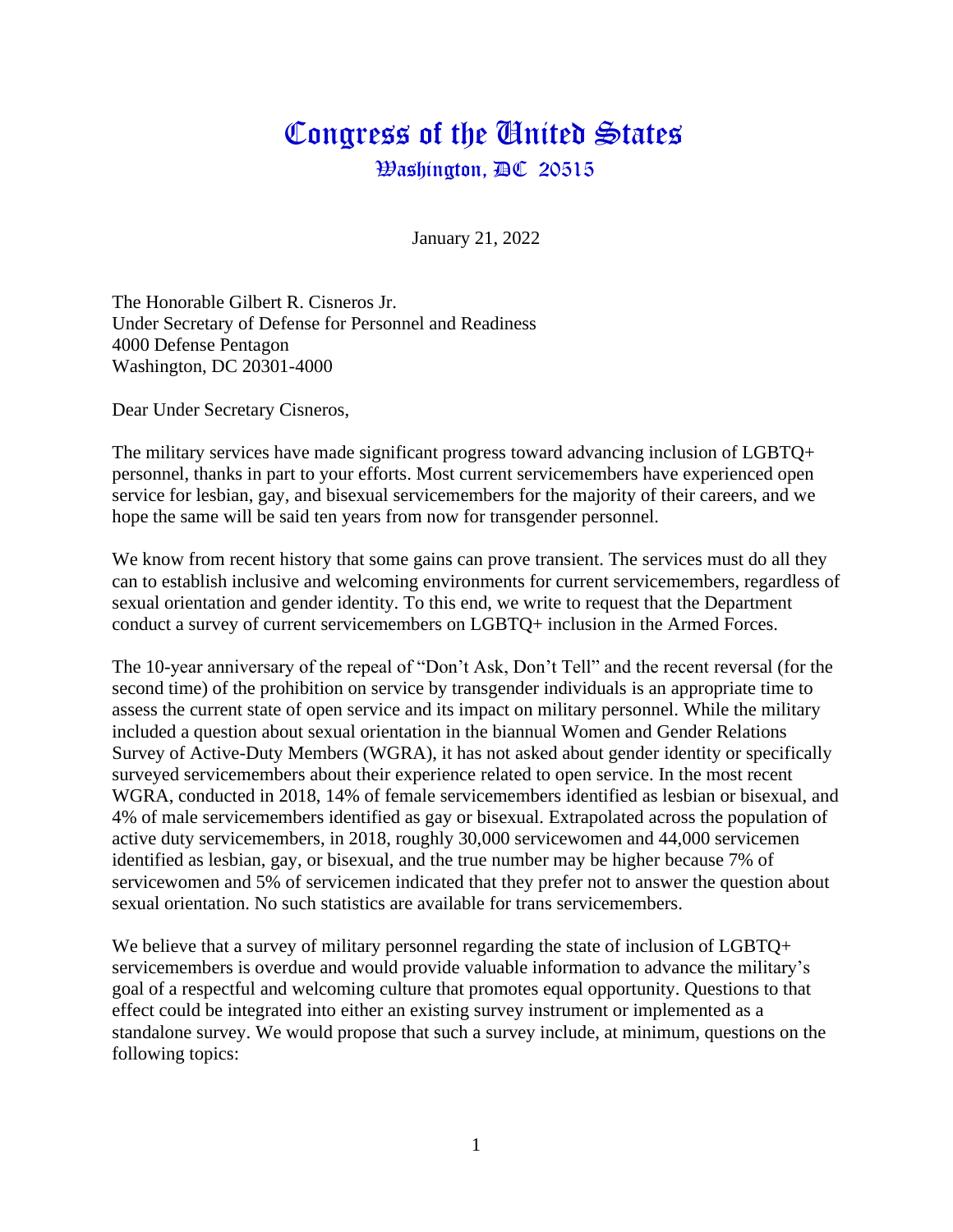# Congress of the United States

## Washington, DC 20515

January 21, 2022

The Honorable Gilbert R. Cisneros Jr.  
Under Secretary of Defense for Personnel and Readiness  
4000 Defense Pentagon  
Washington, DC 20301-4000

Dear Under Secretary Cisneros,

The military services have made significant progress toward advancing inclusion of LGBTQ+ personnel, thanks in part to your efforts. Most current servicemembers have experienced open service for lesbian, gay, and bisexual servicemembers for the majority of their careers, and we hope the same will be said ten years from now for transgender personnel.

We know from recent history that some gains can prove transient. The services must do all they can to establish inclusive and welcoming environments for current servicemembers, regardless of sexual orientation and gender identity. To this end, we write to request that the Department conduct a survey of current servicemembers on LGBTQ+ inclusion in the Armed Forces.

The 10-year anniversary of the repeal of "Don't Ask, Don't Tell" and the recent reversal (for the second time) of the prohibition on service by transgender individuals is an appropriate time to assess the current state of open service and its impact on military personnel. While the military included a question about sexual orientation in the biannual Women and Gender Relations Survey of Active-Duty Members (WGRA), it has not asked about gender identity or specifically surveyed servicemembers about their experience related to open service. In the most recent WGRA, conducted in 2018, 14% of female servicemembers identified as lesbian or bisexual, and 4% of male servicemembers identified as gay or bisexual. Extrapolated across the population of active duty servicemembers, in 2018, roughly 30,000 servicewomen and 44,000 servicemen identified as lesbian, gay, or bisexual, and the true number may be higher because 7% of servicewomen and 5% of servicemen indicated that they prefer not to answer the question about sexual orientation. No such statistics are available for trans servicemembers.

We believe that a survey of military personnel regarding the state of inclusion of LGBTQ+ servicemembers is overdue and would provide valuable information to advance the military's goal of a respectful and welcoming culture that promotes equal opportunity. Questions to that effect could be integrated into either an existing survey instrument or implemented as a standalone survey. We would propose that such a survey include, at minimum, questions on the following topics: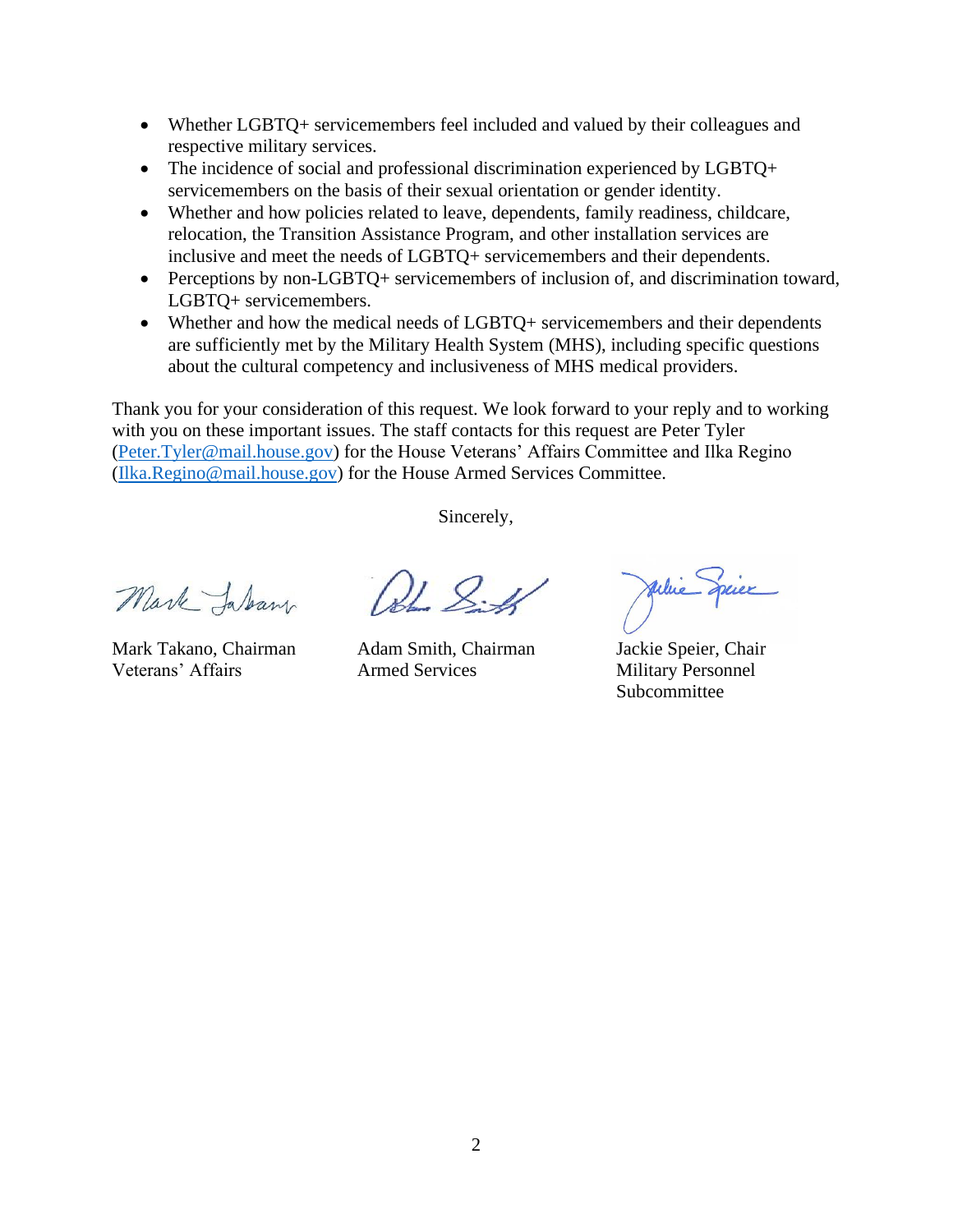- Whether LGBTQ+ servicemembers feel included and valued by their colleagues and respective military services.
- The incidence of social and professional discrimination experienced by LGBTQ+ servicemembers on the basis of their sexual orientation or gender identity.
- Whether and how policies related to leave, dependents, family readiness, childcare, relocation, the Transition Assistance Program, and other installation services are inclusive and meet the needs of LGBTQ+ servicemembers and their dependents.
- Perceptions by non-LGBTQ+ servicemembers of inclusion of, and discrimination toward, LGBTQ+ servicemembers.
- Whether and how the medical needs of LGBTQ+ servicemembers and their dependents are sufficiently met by the Military Health System (MHS), including specific questions about the cultural competency and inclusiveness of MHS medical providers.

Thank you for your consideration of this request. We look forward to your reply and to working with you on these important issues. The staff contacts for this request are Peter Tyler (Peter.Tyler@mail.house.gov) for the House Veterans' Affairs Committee and Ilka Regino (Ilka.Regino@mail.house.gov) for the House Armed Services Committee.

Sincerely,

Mark Takano, Chairman
Veterans' Affairs

Adam Smith, Chairman
Armed Services

Jackie Speier, Chair
Military Personnel
Subcommittee